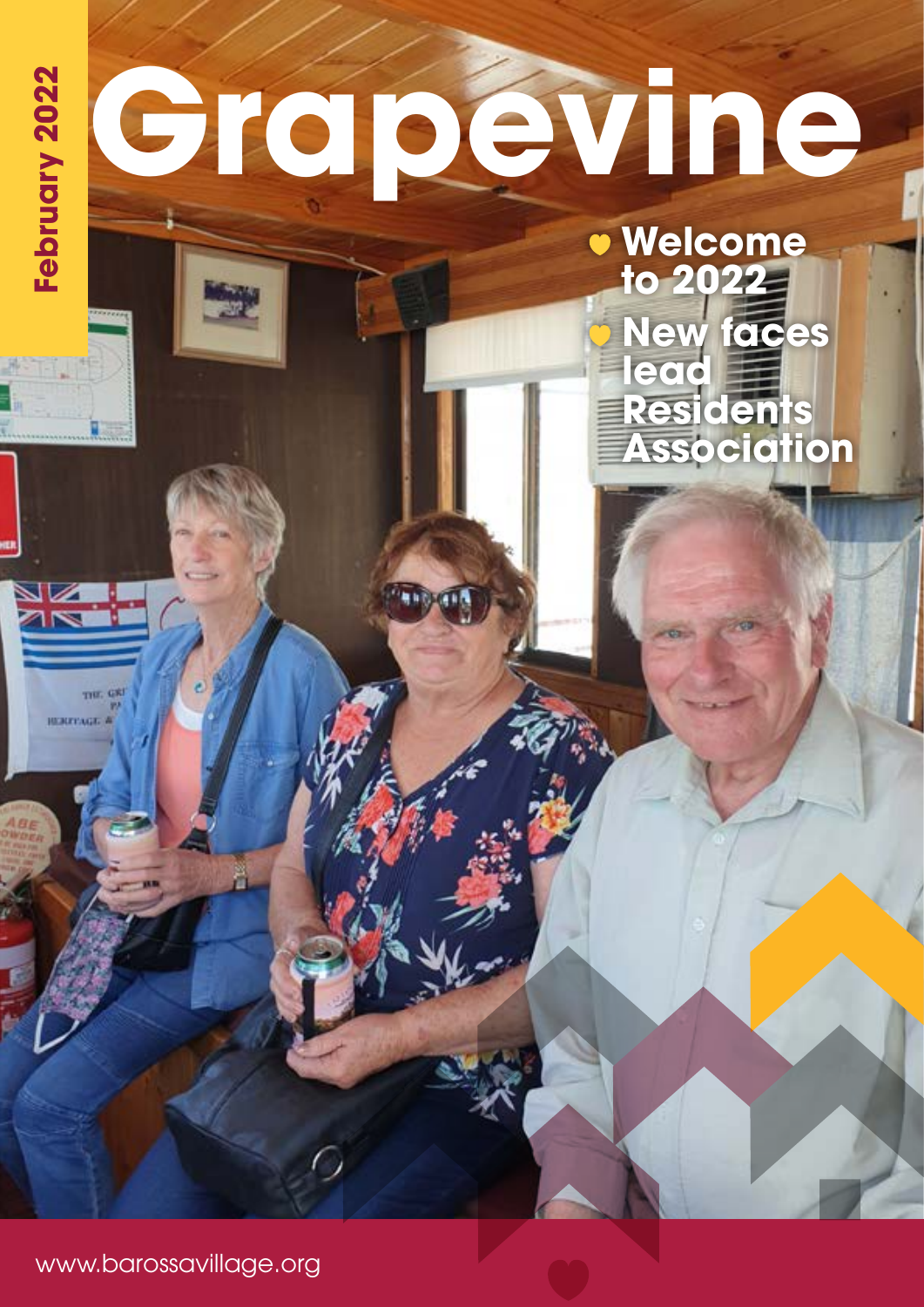February 2022

# Grapevine

- Welcome to 2022
- New faces lead Residents Association

www.barossavillage.org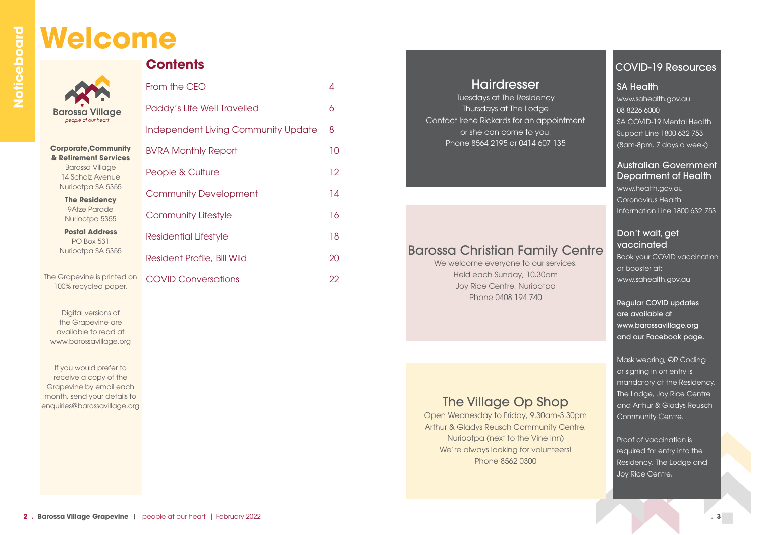# Welcome

Barossa Village
*people at our heart*

**Corporate,Community & Retirement Services**
Barossa Village
14 Scholz Avenue
Nuriootpa SA 5355

**The Residency**
9Atze Parade
Nuriootpa 5355

**Postal Address**
PO Box 531
Nuriootpa SA 5355

The Grapevine is printed on 100% recycled paper.

Digital versions of the Grapevine are available to read at www.barossavillage.org

If you would prefer to receive a copy of the Grapevine by email each month, send your details to enquiries@barossavillage.org

## Contents

| | |
|---|---|
| From the CEO | 4 |
| Paddy's LIfe Well Travelled | 6 |
| Independent Living Community Update | 8 |
| BVRA Monthly Report | 10 |
| People & Culture | 12 |
| Community Development | 14 |
| Community Lifestyle | 16 |
| Residential Lifestyle | 18 |
| Resident Profile, Bill Wild | 20 |
| COVID Conversations | 22 |

## Hairdresser

Tuesdays at The Residency
Thursdays at The Lodge
Contact Irene Rickards for an appointment or she can come to you.
Phone 8564 2195 or 0414 607 135

## Barossa Christian Family Centre

We welcome everyone to our services.
Held each Sunday, 10.30am
Joy Rice Centre, Nuriootpa
Phone 0408 194 740

## The Village Op Shop

Open Wednesday to Friday, 9.30am-3.30pm
Arthur & Gladys Reusch Community Centre, Nuriootpa (next to the Vine Inn)
We're always looking for volunteers!
Phone 8562 0300

## COVID-19 Resources

### SA Health

www.sahealth.gov.au
08 8226 6000
SA COVID-19 Mental Health Support Line 1800 632 753 (8am-8pm, 7 days a week)

### Australian Government Department of Health

www.health.gov.au
Coronavirus Health Information Line 1800 632 753

### Don't wait, get vaccinated

Book your COVID vaccination or booster at: www.sahealth.gov.au

**Regular COVID updates are available at www.barossavillage.org and our Facebook page.**

Mask wearing, QR Coding or signing in on entry is mandatory at the Residency, The Lodge, Joy Rice Centre and Arthur & Gladys Reusch Community Centre.

Proof of vaccination is required for entry into the Residency, The Lodge and Joy Rice Centre.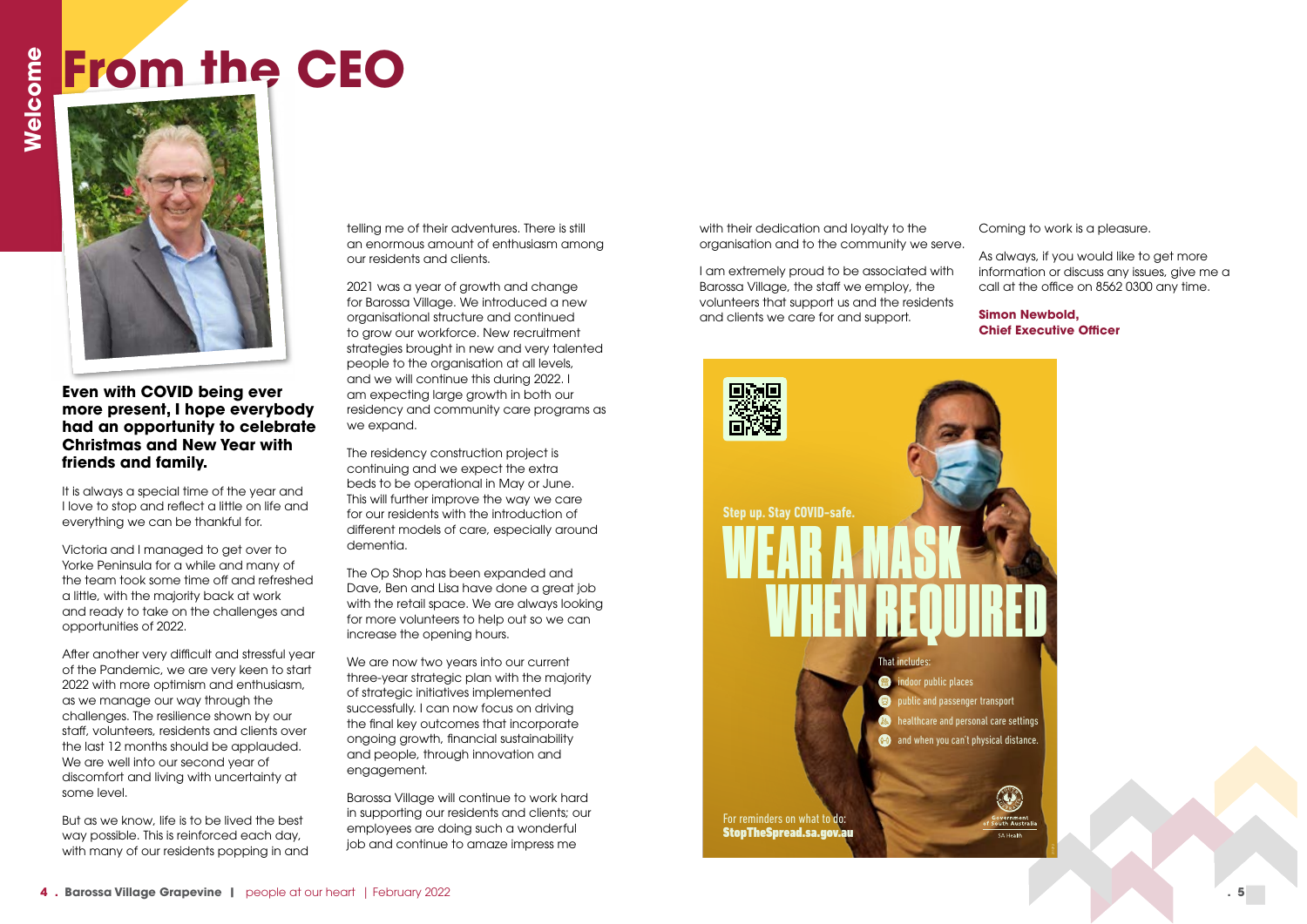# From the CEO

**Even with COVID being ever more present, I hope everybody had an opportunity to celebrate Christmas and New Year with friends and family.**

It is always a special time of the year and I love to stop and reflect a little on life and everything we can be thankful for.

Victoria and I managed to get over to Yorke Peninsula for a while and many of the team took some time off and refreshed a little, with the majority back at work and ready to take on the challenges and opportunities of 2022.

After another very difficult and stressful year of the Pandemic, we are very keen to start 2022 with more optimism and enthusiasm, as we manage our way through the challenges. The resilience shown by our staff, volunteers, residents and clients over the last 12 months should be applauded. We are well into our second year of discomfort and living with uncertainty at some level.

But as we know, life is to be lived the best way possible. This is reinforced each day, with many of our residents popping in and telling me of their adventures. There is still an enormous amount of enthusiasm among our residents and clients.

2021 was a year of growth and change for Barossa Village. We introduced a new organisational structure and continued to grow our workforce. New recruitment strategies brought in new and very talented people to the organisation at all levels, and we will continue this during 2022. I am expecting large growth in both our residency and community care programs as we expand.

The residency construction project is continuing and we expect the extra beds to be operational in May or June. This will further improve the way we care for our residents with the introduction of different models of care, especially around dementia.

The Op Shop has been expanded and Dave, Ben and Lisa have done a great job with the retail space. We are always looking for more volunteers to help out so we can increase the opening hours.

We are now two years into our current three-year strategic plan with the majority of strategic initiatives implemented successfully. I can now focus on driving the final key outcomes that incorporate ongoing growth, financial sustainability and people, through innovation and engagement.

Barossa Village will continue to work hard in supporting our residents and clients; our employees are doing such a wonderful job and continue to amaze impress me with their dedication and loyalty to the organisation and to the community we serve.

I am extremely proud to be associated with Barossa Village, the staff we employ, the volunteers that support us and the residents and clients we care for and support.

Coming to work is a pleasure.

As always, if you would like to get more information or discuss any issues, give me a call at the office on 8562 0300 any time.

**Simon Newbold,**
**Chief Executive Officer**

Step up. Stay COVID-safe.

WEAR A MASK WHEN REQUIRED

That includes:

- indoor public places
- public and passenger transport
- healthcare and personal care settings
- and when you can't physical distance.

For reminders on what to do:
**StopTheSpread.sa.gov.au**

Government of South Australia
SA Health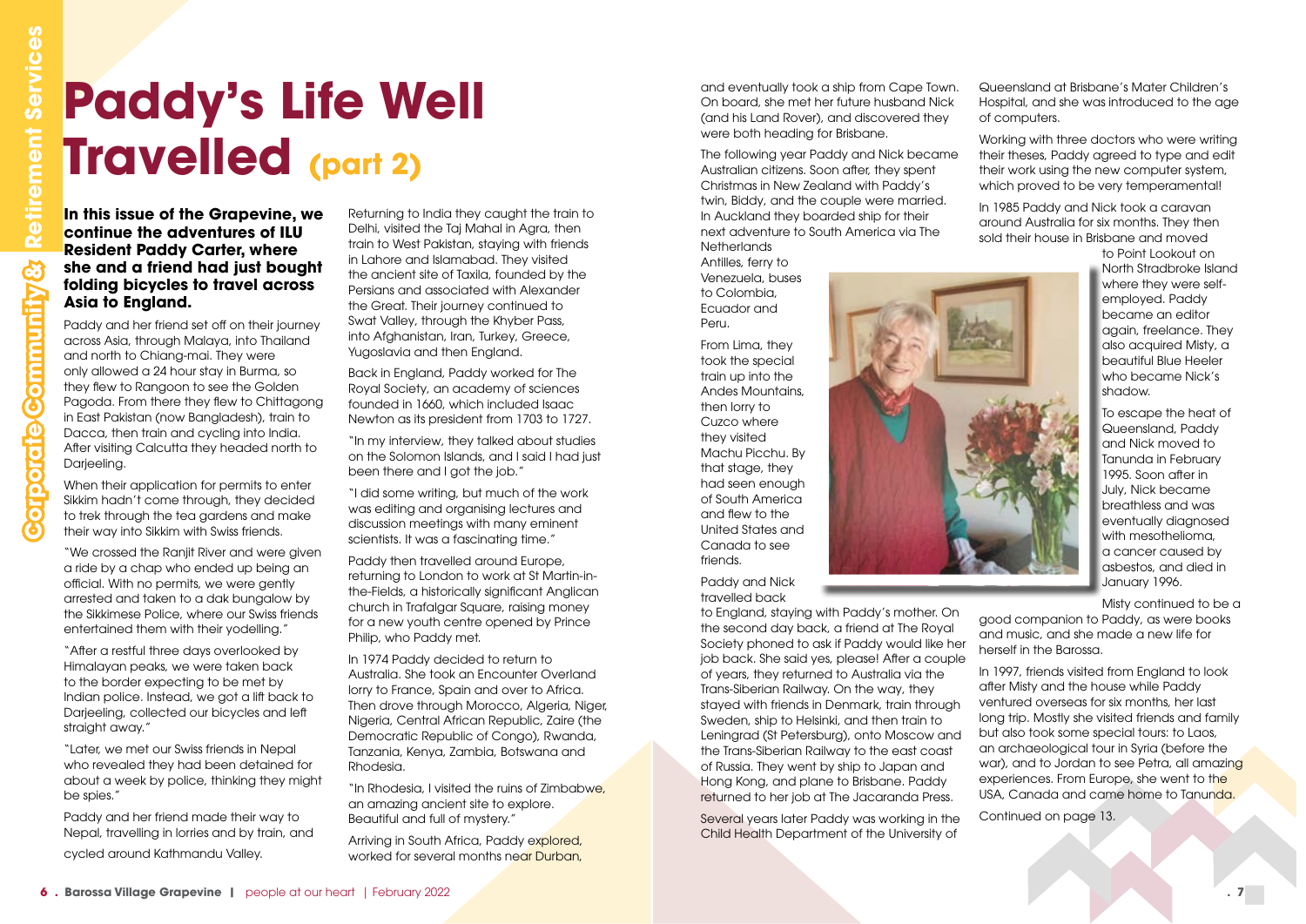# Paddy's Life Well Travelled (part 2)

**In this issue of the Grapevine, we continue the adventures of ILU Resident Paddy Carter, where she and a friend had just bought folding bicycles to travel across Asia to England.**

Paddy and her friend set off on their journey across Asia, through Malaya, into Thailand and north to Chiang-mai. They were only allowed a 24 hour stay in Burma, so they flew to Rangoon to see the Golden Pagoda. From there they flew to Chittagong in East Pakistan (now Bangladesh), train to Dacca, then train and cycling into India. After visiting Calcutta they headed north to Darjeeling.

When their application for permits to enter Sikkim hadn't come through, they decided to trek through the tea gardens and make their way into Sikkim with Swiss friends.

"We crossed the Ranjit River and were given a ride by a chap who ended up being an official. With no permits, we were gently arrested and taken to a dak bungalow by the Sikkimese Police, where our Swiss friends entertained them with their yodelling."

"After a restful three days overlooked by Himalayan peaks, we were taken back to the border expecting to be met by Indian police. Instead, we got a lift back to Darjeeling, collected our bicycles and left straight away."

"Later, we met our Swiss friends in Nepal who revealed they had been detained for about a week by police, thinking they might be spies."

Paddy and her friend made their way to Nepal, travelling in lorries and by train, and cycled around Kathmandu Valley.

Returning to India they caught the train to Delhi, visited the Taj Mahal in Agra, then train to West Pakistan, staying with friends in Lahore and Islamabad. They visited the ancient site of Taxila, founded by the Persians and associated with Alexander the Great. Their journey continued to Swat Valley, through the Khyber Pass, into Afghanistan, Iran, Turkey, Greece, Yugoslavia and then England.

Back in England, Paddy worked for The Royal Society, an academy of sciences founded in 1660, which included Isaac Newton as its president from 1703 to 1727.

"In my interview, they talked about studies on the Solomon Islands, and I said I had just been there and I got the job."

"I did some writing, but much of the work was editing and organising lectures and discussion meetings with many eminent scientists. It was a fascinating time."

Paddy then travelled around Europe, returning to London to work at St Martin-in-the-Fields, a historically significant Anglican church in Trafalgar Square, raising money for a new youth centre opened by Prince Philip, who Paddy met.

In 1974 Paddy decided to return to Australia. She took an Encounter Overland lorry to France, Spain and over to Africa. Then drove through Morocco, Algeria, Niger, Nigeria, Central African Republic, Zaire (the Democratic Republic of Congo), Rwanda, Tanzania, Kenya, Zambia, Botswana and Rhodesia.

"In Rhodesia, I visited the ruins of Zimbabwe, an amazing ancient site to explore. Beautiful and full of mystery."

Arriving in South Africa, Paddy explored, worked for several months near Durban, and eventually took a ship from Cape Town. On board, she met her future husband Nick (and his Land Rover), and discovered they were both heading for Brisbane.

The following year Paddy and Nick became Australian citizens. Soon after, they spent Christmas in New Zealand with Paddy's twin, Biddy, and the couple were married. In Auckland they boarded ship for their next adventure to South America via The Netherlands Antilles, ferry to Venezuela, buses to Colombia, Ecuador and Peru.

From Lima, they took the special train up into the Andes Mountains, then lorry to Cuzco where they visited Machu Picchu. By that stage, they had seen enough of South America and flew to the United States and Canada to see friends.

Paddy and Nick travelled back to England, staying with Paddy's mother. On the second day back, a friend at The Royal Society phoned to ask if Paddy would like her job back. She said yes, please! After a couple of years, they returned to Australia via the Trans-Siberian Railway. On the way, they stayed with friends in Denmark, train through Sweden, ship to Helsinki, and then train to Leningrad (St Petersburg), onto Moscow and the Trans-Siberian Railway to the east coast of Russia. They went by ship to Japan and Hong Kong, and plane to Brisbane. Paddy returned to her job at The Jacaranda Press.

Several years later Paddy was working in the Child Health Department of the University of Queensland at Brisbane's Mater Children's Hospital, and she was introduced to the age of computers.

Working with three doctors who were writing their theses, Paddy agreed to type and edit their work using the new computer system, which proved to be very temperamental!

In 1985 Paddy and Nick took a caravan around Australia for six months. They then sold their house in Brisbane and moved to Point Lookout on North Stradbroke Island where they were self-employed. Paddy became an editor again, freelance. They also acquired Misty, a beautiful Blue Heeler who became Nick's shadow.

To escape the heat of Queensland, Paddy and Nick moved to Tanunda in February 1995. Soon after in July, Nick became breathless and was eventually diagnosed with mesothelioma, a cancer caused by asbestos, and died in January 1996.

Misty continued to be a good companion to Paddy, as were books and music, and she made a new life for herself in the Barossa.

In 1997, friends visited from England to look after Misty and the house while Paddy ventured overseas for six months, her last long trip. Mostly she visited friends and family but also took some special tours: to Laos, an archaeological tour in Syria (before the war), and to Jordan to see Petra, all amazing experiences. From Europe, she went to the USA, Canada and came home to Tanunda.

Continued on page 13.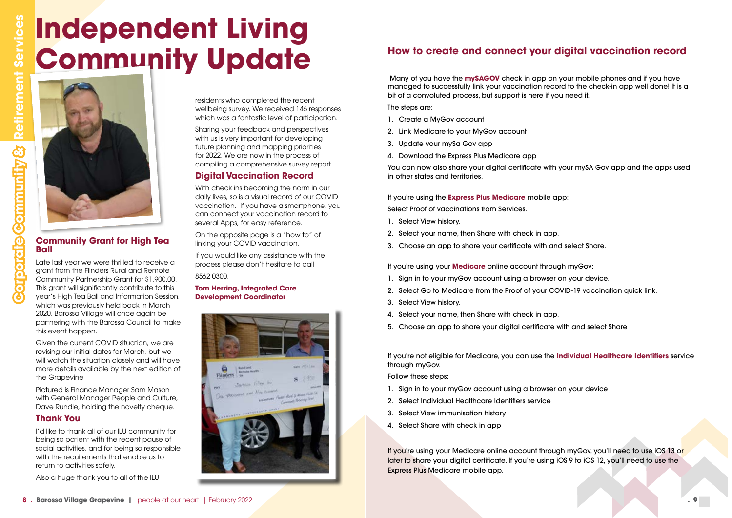# Independent Living Community Update

## Community Grant for High Tea Ball

Late last year we were thrilled to receive a grant from the Flinders Rural and Remote Community Partnership Grant for $1,900.00. This grant will significantly contribute to this year's High Tea Ball and Information Session, which was previously held back in March 2020. Barossa Village will once again be partnering with the Barossa Council to make this event happen.

Given the current COVID situation, we are revising our initial dates for March, but we will watch the situation closely and will have more details available by the next edition of the Grapevine

Pictured is Finance Manager Sam Mason with General Manager People and Culture, Dave Rundle, holding the novelty cheque.

## Thank You

I'd like to thank all of our ILU community for being so patient with the recent pause of social activities, and for being so responsible with the requirements that enable us to return to activities safely.

Also a huge thank you to all of the ILU residents who completed the recent wellbeing survey. We received 146 responses which was a fantastic level of participation.

Sharing your feedback and perspectives with us is very important for developing future planning and mapping priorities for 2022. We are now in the process of compiling a comprehensive survey report.

## Digital Vaccination Record

With check ins becoming the norm in our daily lives, so is a visual record of our COVID vaccination. If you have a smartphone, you can connect your vaccination record to several Apps, for easy reference.

On the opposite page is a "how to" of linking your COVID vaccination.

If you would like any assistance with the process please don't hesitate to call 8562 0300.

**Tom Herring, Integrated Care Development Coordinator**

## How to create and connect your digital vaccination record

Many of you have the **mySAGOV** check in app on your mobile phones and if you have managed to successfully link your vaccination record to the check-in app well done! It is a bit of a convoluted process, but support is here if you need it.

The steps are:

1. Create a MyGov account
2. Link Medicare to your MyGov account
3. Update your mySa Gov app
4. Download the Express Plus Medicare app

You can now also share your digital certificate with your mySA Gov app and the apps used in other states and territories.

If you're using the **Express Plus Medicare** mobile app:

Select Proof of vaccinations from Services.

1. Select View history.
2. Select your name, then Share with check in app.
3. Choose an app to share your certificate with and select Share.

If you're using your **Medicare** online account through myGov:

1. Sign in to your myGov account using a browser on your device.
2. Select Go to Medicare from the Proof of your COVID-19 vaccination quick link.
3. Select View history.
4. Select your name, then Share with check in app.
5. Choose an app to share your digital certificate with and select Share

If you're not eligible for Medicare, you can use the **Individual Healthcare Identifiers** service through myGov.

Follow these steps:

1. Sign in to your myGov account using a browser on your device
2. Select Individual Healthcare Identifiers service
3. Select View immunisation history
4. Select Share with check in app

If you're using your Medicare online account through myGov, you'll need to use iOS 13 or later to share your digital certificate. If you're using iOS 9 to iOS 12, you'll need to use the Express Plus Medicare mobile app.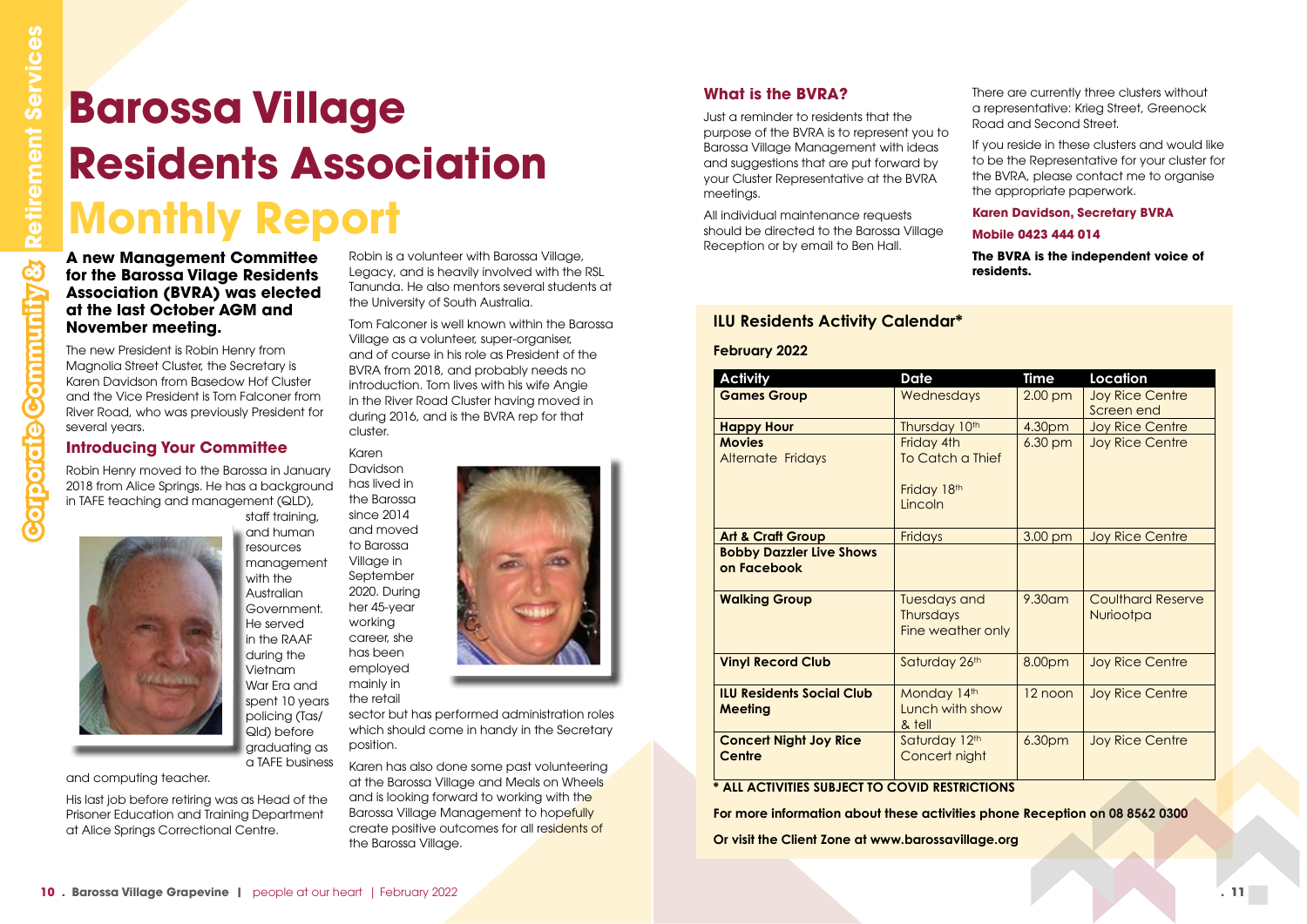# Barossa Village Residents Association Monthly Report

**A new Management Committee for the Barossa Vilage Residents Association (BVRA) was elected at the last October AGM and November meeting.**

The new President is Robin Henry from Magnolia Street Cluster, the Secretary is Karen Davidson from Basedow Hof Cluster and the Vice President is Tom Falconer from River Road, who was previously President for several years.

## Introducing Your Committee

Robin Henry moved to the Barossa in January 2018 from Alice Springs. He has a background in TAFE teaching and management (QLD), staff training, and human resources management with the Australian Government. He served in the RAAF during the Vietnam War Era and spent 10 years policing (Tas/ Qld) before graduating as a TAFE business and computing teacher.

His last job before retiring was as Head of the Prisoner Education and Training Department at Alice Springs Correctional Centre.

Robin is a volunteer with Barossa Village, Legacy, and is heavily involved with the RSL Tanunda. He also mentors several students at the University of South Australia.

Tom Falconer is well known within the Barossa Village as a volunteer, super-organiser, and of course in his role as President of the BVRA from 2018, and probably needs no introduction. Tom lives with his wife Angie in the River Road Cluster having moved in during 2016, and is the BVRA rep for that cluster.

Karen Davidson has lived in the Barossa since 2014 and moved to Barossa Village in September 2020. During her 45-year working career, she has been employed mainly in the retail sector but has performed administration roles which should come in handy in the Secretary position.

Karen has also done some past volunteering at the Barossa Village and Meals on Wheels and is looking forward to working with the Barossa Village Management to hopefully create positive outcomes for all residents of the Barossa Village.

## What is the BVRA?

Just a reminder to residents that the purpose of the BVRA is to represent you to Barossa Village Management with ideas and suggestions that are put forward by your Cluster Representative at the BVRA meetings.

All individual maintenance requests should be directed to the Barossa Village Reception or by email to Ben Hall.

There are currently three clusters without a representative: Krieg Street, Greenock Road and Second Street.

If you reside in these clusters and would like to be the Representative for your cluster for the BVRA, please contact me to organise the appropriate paperwork.

**Karen Davidson, Secretary BVRA**

**Mobile 0423 444 014**

**The BVRA is the independent voice of residents.**

## ILU Residents Activity Calendar*

**February 2022**

| Activity | Date | Time | Location |
|---|---|---|---|
| **Games Group** | Wednesdays | 2.00 pm | Joy Rice Centre Screen end |
| **Happy Hour** | Thursday 10th | 4.30pm | Joy Rice Centre |
| **Movies** Alternate Fridays | Friday 4th To Catch a Thief<br>Friday 18th Lincoln | 6.30 pm | Joy Rice Centre |
| **Art & Craft Group** | Fridays | 3.00 pm | Joy Rice Centre |
| **Bobby Dazzler Live Shows on Facebook** | | | |
| **Walking Group** | Tuesdays and Thursdays Fine weather only | 9.30am | Coulthard Reserve Nuriootpa |
| **Vinyl Record Club** | Saturday 26th | 8.00pm | Joy Rice Centre |
| **ILU Residents Social Club Meeting** | Monday 14th Lunch with show & tell | 12 noon | Joy Rice Centre |
| **Concert Night Joy Rice Centre** | Saturday 12th Concert night | 6.30pm | Joy Rice Centre |

**\* ALL ACTIVITIES SUBJECT TO COVID RESTRICTIONS**

**For more information about these activities phone Reception on 08 8562 0300**

**Or visit the Client Zone at www.barossavillage.org**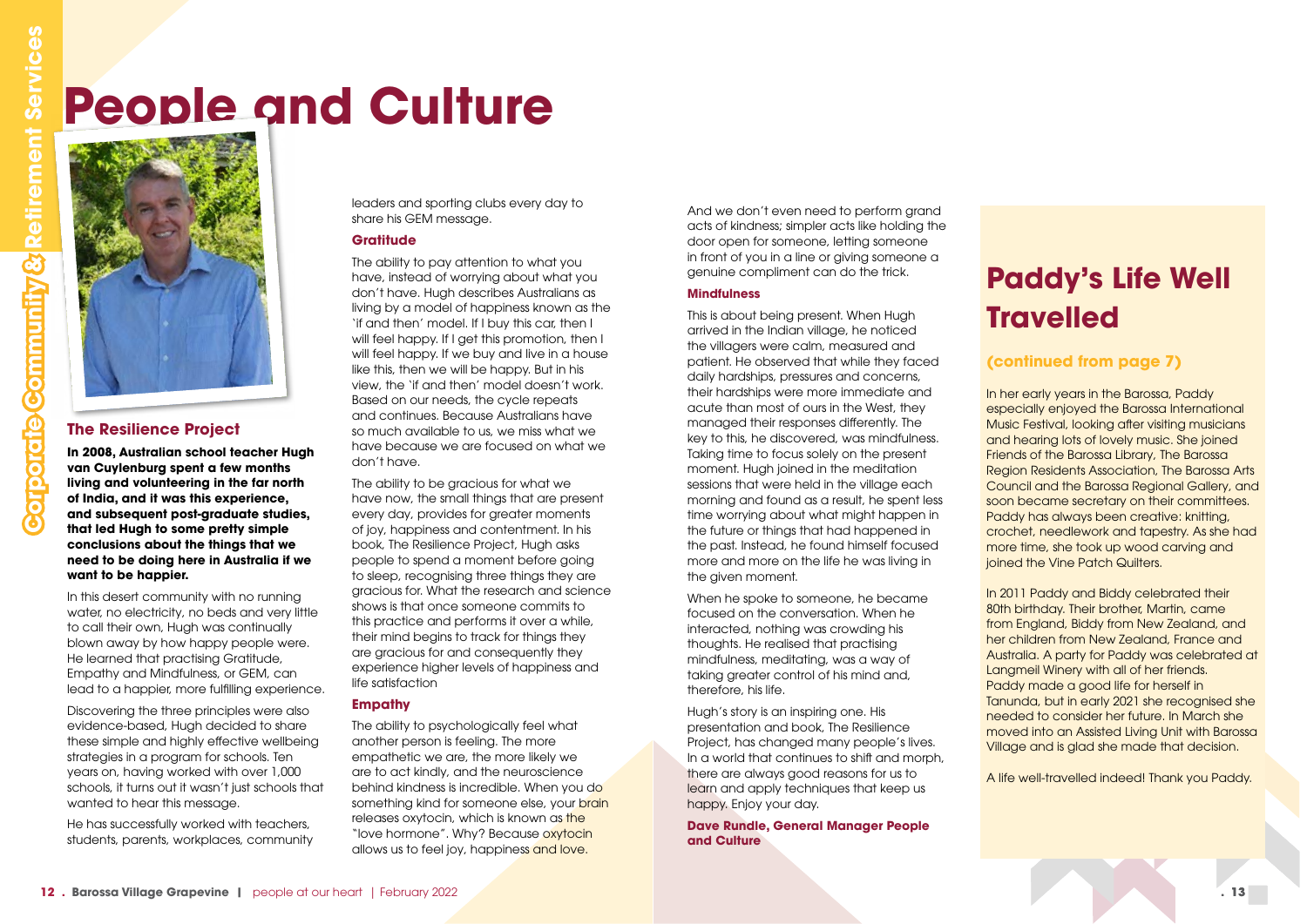# People and Culture

## The Resilience Project

**In 2008, Australian school teacher Hugh van Cuylenburg spent a few months living and volunteering in the far north of India, and it was this experience, and subsequent post-graduate studies, that led Hugh to some pretty simple conclusions about the things that we need to be doing here in Australia if we want to be happier.**

In this desert community with no running water, no electricity, no beds and very little to call their own, Hugh was continually blown away by how happy people were. He learned that practising Gratitude, Empathy and Mindfulness, or GEM, can lead to a happier, more fulfilling experience.

Discovering the three principles were also evidence-based, Hugh decided to share these simple and highly effective wellbeing strategies in a program for schools. Ten years on, having worked with over 1,000 schools, it turns out it wasn't just schools that wanted to hear this message.

He has successfully worked with teachers, students, parents, workplaces, community leaders and sporting clubs every day to share his GEM message.

### Gratitude

The ability to pay attention to what you have, instead of worrying about what you don't have. Hugh describes Australians as living by a model of happiness known as the 'if and then' model. If I buy this car, then I will feel happy. If I get this promotion, then I will feel happy. If we buy and live in a house like this, then we will be happy. But in his view, the 'if and then' model doesn't work. Based on our needs, the cycle repeats and continues. Because Australians have so much available to us, we miss what we have because we are focused on what we don't have.

The ability to be gracious for what we have now, the small things that are present every day, provides for greater moments of joy, happiness and contentment. In his book, The Resilience Project, Hugh asks people to spend a moment before going to sleep, recognising three things they are gracious for. What the research and science shows is that once someone commits to this practice and performs it over a while, their mind begins to track for things they are gracious for and consequently they experience higher levels of happiness and life satisfaction

### Empathy

The ability to psychologically feel what another person is feeling. The more empathetic we are, the more likely we are to act kindly, and the neuroscience behind kindness is incredible. When you do something kind for someone else, your brain releases oxytocin, which is known as the "love hormone". Why? Because oxytocin allows us to feel joy, happiness and love.

And we don't even need to perform grand acts of kindness; simpler acts like holding the door open for someone, letting someone in front of you in a line or giving someone a genuine compliment can do the trick.

### Mindfulness

This is about being present. When Hugh arrived in the Indian village, he noticed the villagers were calm, measured and patient. He observed that while they faced daily hardships, pressures and concerns, their hardships were more immediate and acute than most of ours in the West, they managed their responses differently. The key to this, he discovered, was mindfulness. Taking time to focus solely on the present moment. Hugh joined in the meditation sessions that were held in the village each morning and found as a result, he spent less time worrying about what might happen in the future or things that had happened in the past. Instead, he found himself focused more and more on the life he was living in the given moment.

When he spoke to someone, he became focused on the conversation. When he interacted, nothing was crowding his thoughts. He realised that practising mindfulness, meditating, was a way of taking greater control of his mind and, therefore, his life.

Hugh's story is an inspiring one. His presentation and book, The Resilience Project, has changed many people's lives. In a world that continues to shift and morph, there are always good reasons for us to learn and apply techniques that keep us happy. Enjoy your day.

**Dave Rundle, General Manager People and Culture**

## Paddy's Life Well Travelled

### (continued from page 7)

In her early years in the Barossa, Paddy especially enjoyed the Barossa International Music Festival, looking after visiting musicians and hearing lots of lovely music. She joined Friends of the Barossa Library, The Barossa Region Residents Association, The Barossa Arts Council and the Barossa Regional Gallery, and soon became secretary on their committees. Paddy has always been creative: knitting, crochet, needlework and tapestry. As she had more time, she took up wood carving and joined the Vine Patch Quilters.

In 2011 Paddy and Biddy celebrated their 80th birthday. Their brother, Martin, came from England, Biddy from New Zealand, and her children from New Zealand, France and Australia. A party for Paddy was celebrated at Langmeil Winery with all of her friends. Paddy made a good life for herself in Tanunda, but in early 2021 she recognised she needed to consider her future. In March she moved into an Assisted Living Unit with Barossa Village and is glad she made that decision.

A life well-travelled indeed! Thank you Paddy.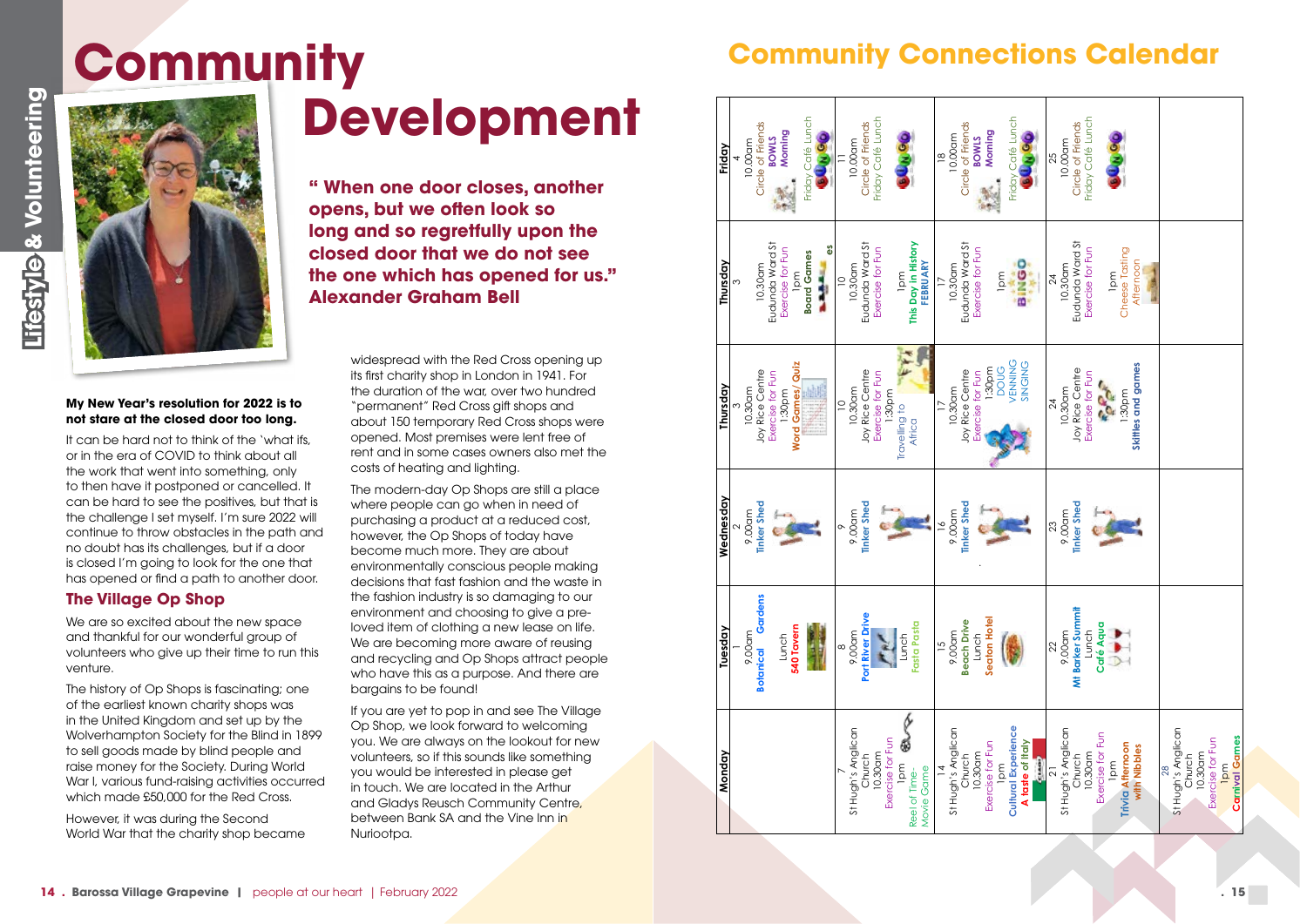# Community Development

**" When one door closes, another opens, but we often look so long and so regretfully upon the closed door that we do not see the one which has opened for us." Alexander Graham Bell**

**My New Year's resolution for 2022 is to not stare at the closed door too long.**

It can be hard not to think of the 'what ifs, or in the era of COVID to think about all the work that went into something, only to then have it postponed or cancelled. It can be hard to see the positives, but that is the challenge I set myself. I'm sure 2022 will continue to throw obstacles in the path and no doubt has its challenges, but if a door is closed I'm going to look for the one that has opened or find a path to another door.

## The Village Op Shop

We are so excited about the new space and thankful for our wonderful group of volunteers who give up their time to run this venture.

The history of Op Shops is fascinating; one of the earliest known charity shops was in the United Kingdom and set up by the Wolverhampton Society for the Blind in 1899 to sell goods made by blind people and raise money for the Society. During World War I, various fund-raising activities occurred which made £50,000 for the Red Cross.

However, it was during the Second World War that the charity shop became widespread with the Red Cross opening up its first charity shop in London in 1941. For the duration of the war, over two hundred "permanent" Red Cross gift shops and about 150 temporary Red Cross shops were opened. Most premises were lent free of rent and in some cases owners also met the costs of heating and lighting.

The modern-day Op Shops are still a place where people can go when in need of purchasing a product at a reduced cost, however, the Op Shops of today have become much more. They are about environmentally conscious people making decisions that fast fashion and the waste in the fashion industry is so damaging to our environment and choosing to give a pre-loved item of clothing a new lease on life. We are becoming more aware of reusing and recycling and Op Shops attract people who have this as a purpose. And there are bargains to be found!

If you are yet to pop in and see The Village Op Shop, we look forward to welcoming you. We are always on the lookout for new volunteers, so if this sounds like something you would be interested in please get in touch. We are located in the Arthur and Gladys Reusch Community Centre, between Bank SA and the Vine Inn in Nuriootpa.

# Community Connections Calendar

| Monday | Tuesday | Wednesday | Thursday | Thursday | Friday |
|---|---|---|---|---|---|
| | 1<br>9.00am<br>**Botanical Gardens**<br>Lunch<br>**540 Tavern** | 2<br>9.00am<br>**Tinker Shed** | 3<br>10.30am<br>Joy Rice Centre<br>Exercise for Fun<br>1:30pm<br>**Word Games/Quiz** | 3<br>10.30am<br>Eudunda Ward St<br>Exercise for Fun<br>1pm<br>**Board Games** | 4<br>10.00am<br>Circle of Friends<br>**BOWLS Morning**<br>Friday Café Lunch<br>BINGO |
| 7<br>St Hugh's Anglican Church<br>10.30am<br>Exercise for Fun<br>1pm<br>Reel of Time-Movie Game | 8<br>9.00am<br>**Port River Drive**<br>Lunch<br>**Fasta Pasta** | 9<br>9.00am<br>**Tinker Shed** | 10<br>10.30am<br>Joy Rice Centre<br>Exercise for Fun<br>1:30pm<br>Travelling to Africa | 10<br>10.30am<br>Eudunda Ward St<br>Exercise for Fun<br>1pm<br>**This Day in History FEBRUARY** | 11<br>10.00am<br>Circle of Friends<br>Friday Café Lunch<br>BINGO |
| 14<br>St Hugh's Anglican Church<br>10.30am<br>Exercise for Fun<br>1pm<br>**Cultural Experience A taste of Italy** | 15<br>9.00am<br>**Beach Drive**<br>Lunch<br>**Seaton Hotel** | 16<br>9.00am<br>**Tinker Shed** | 17<br>10.30am<br>Joy Rice Centre<br>Exercise for Fun<br>1:30pm<br>DOUG VENNING SINGING | 17<br>10.30am<br>Eudunda Ward St<br>Exercise for Fun<br>1pm<br>BINGO | 18<br>10.00am<br>Circle of Friends<br>**BOWLS Morning**<br>Friday Café Lunch<br>BINGO |
| 21<br>St Hugh's Anglican Church<br>10.30am<br>Exercise for Fun<br>1pm<br>**Trivia Afternoon with Nibbles** | 22<br>9.00am<br>**Mt Barker Summit**<br>Lunch<br>**Café Aqua** | 23<br>9.00am<br>**Tinker Shed** | 24<br>10.30am<br>Joy Rice Centre<br>Exercise for Fun<br>1.30pm<br>**Skittles and games** | 24<br>10.30am<br>Eudunda Ward St<br>Exercise for Fun<br>1pm<br>Cheese Tasting Afternoon | 25<br>10.00am<br>Circle of Friends<br>Friday Café Lunch<br>BINGO |
| 28<br>St Hugh's Anglican Church<br>10.30am<br>Exercise for Fun<br>1pm<br>**Carnival Games** | | | | | |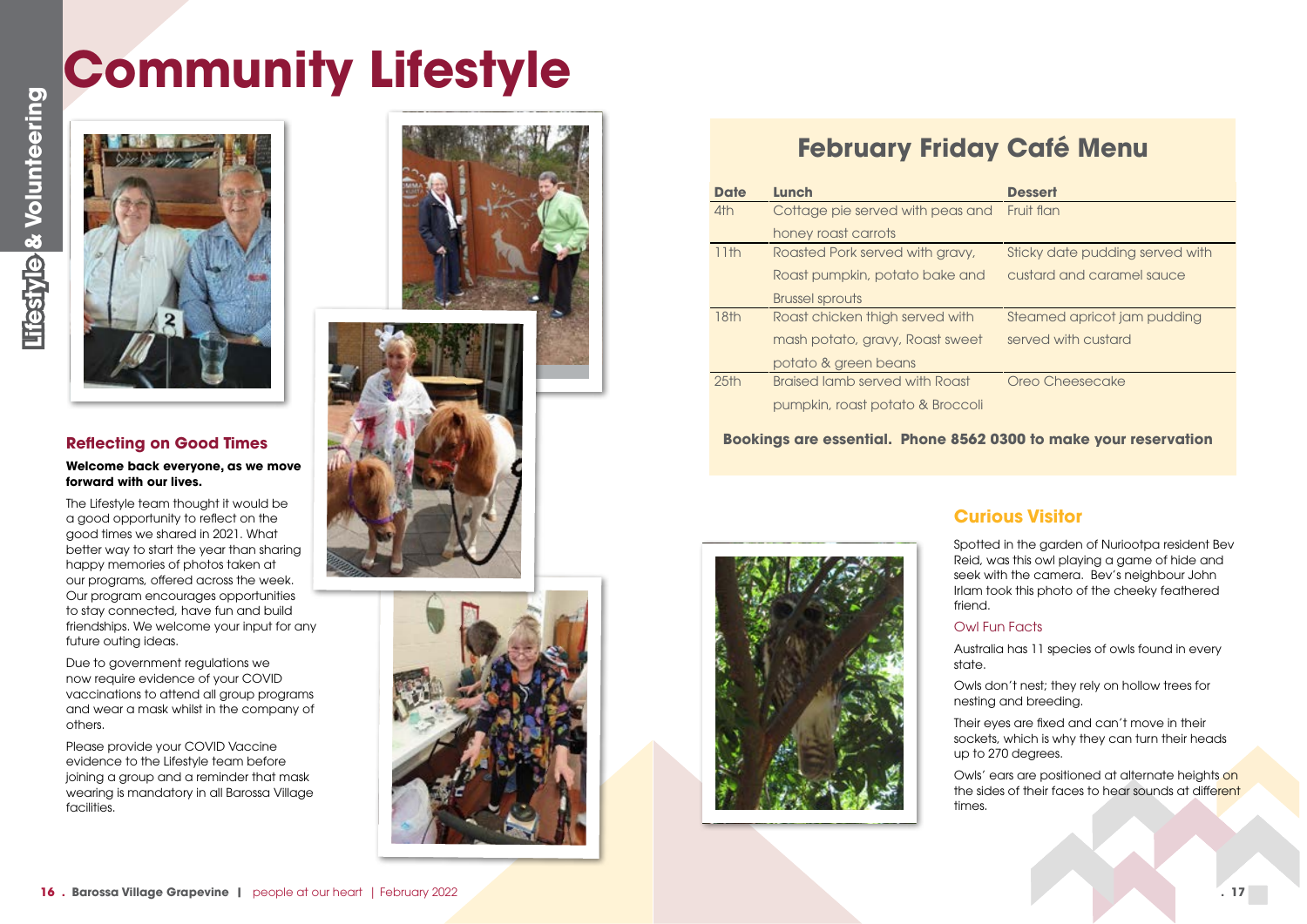# Community Lifestyle

## Reflecting on Good Times

**Welcome back everyone, as we move forward with our lives.**

The Lifestyle team thought it would be a good opportunity to reflect on the good times we shared in 2021. What better way to start the year than sharing happy memories of photos taken at our programs, offered across the week. Our program encourages opportunities to stay connected, have fun and build friendships. We welcome your input for any future outing ideas.

Due to government regulations we now require evidence of your COVID vaccinations to attend all group programs and wear a mask whilst in the company of others.

Please provide your COVID Vaccine evidence to the Lifestyle team before joining a group and a reminder that mask wearing is mandatory in all Barossa Village facilities.

## February Friday Café Menu

| Date | Lunch | Dessert |
|---|---|---|
| 4th | Cottage pie served with peas and honey roast carrots | Fruit flan |
| 11th | Roasted Pork served with gravy, Roast pumpkin, potato bake and Brussel sprouts | Sticky date pudding served with custard and caramel sauce |
| 18th | Roast chicken thigh served with mash potato, gravy, Roast sweet potato & green beans | Steamed apricot jam pudding served with custard |
| 25th | Braised lamb served with Roast pumpkin, roast potato & Broccoli | Oreo Cheesecake |

**Bookings are essential. Phone 8562 0300 to make your reservation**

## Curious Visitor

Spotted in the garden of Nuriootpa resident Bev Reid, was this owl playing a game of hide and seek with the camera. Bev's neighbour John Irlam took this photo of the cheeky feathered friend.

### Owl Fun Facts

Australia has 11 species of owls found in every state.

Owls don't nest; they rely on hollow trees for nesting and breeding.

Their eyes are fixed and can't move in their sockets, which is why they can turn their heads up to 270 degrees.

Owls' ears are positioned at alternate heights on the sides of their faces to hear sounds at different times.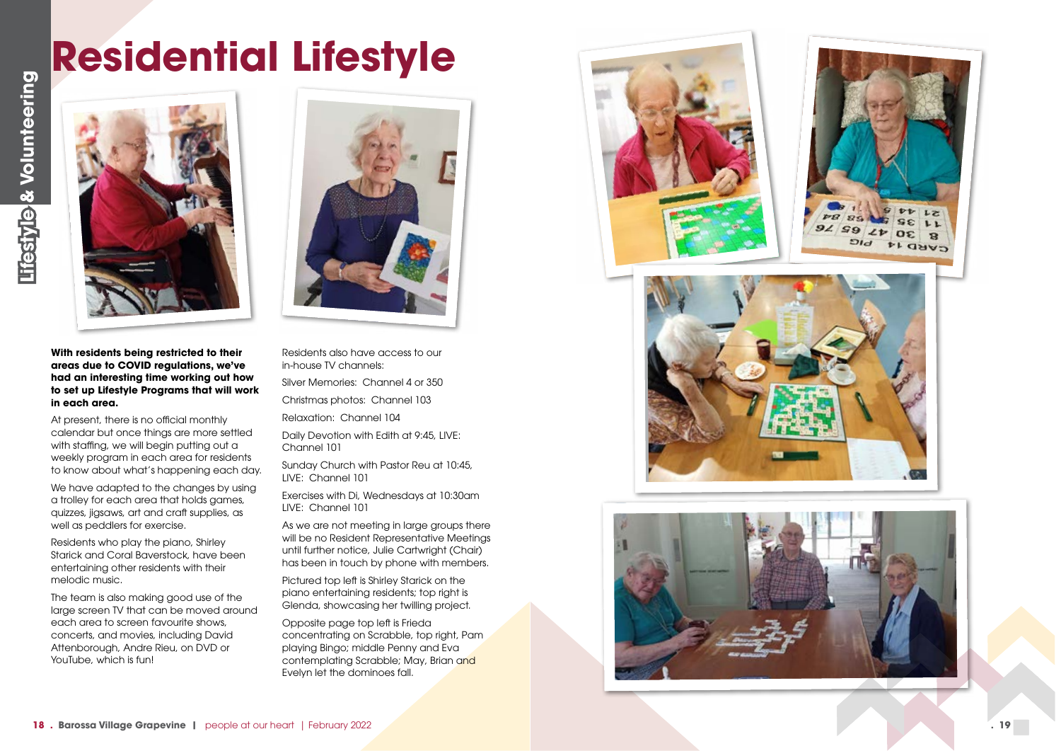# Residential Lifestyle

**With residents being restricted to their areas due to COVID regulations, we've had an interesting time working out how to set up Lifestyle Programs that will work in each area.**

At present, there is no official monthly calendar but once things are more settled with staffing, we will begin putting out a weekly program in each area for residents to know about what's happening each day.

We have adapted to the changes by using a trolley for each area that holds games, quizzes, jigsaws, art and craft supplies, as well as peddlers for exercise.

Residents who play the piano, Shirley Starick and Coral Baverstock, have been entertaining other residents with their melodic music.

The team is also making good use of the large screen TV that can be moved around each area to screen favourite shows, concerts, and movies, including David Attenborough, Andre Rieu, on DVD or YouTube, which is fun!

Residents also have access to our in-house TV channels:

Silver Memories: Channel 4 or 350

Christmas photos: Channel 103

Relaxation: Channel 104

Daily Devotion with Edith at 9:45, LIVE: Channel 101

Sunday Church with Pastor Reu at 10:45, LIVE: Channel 101

Exercises with Di, Wednesdays at 10:30am LIVE: Channel 101

As we are not meeting in large groups there will be no Resident Representative Meetings until further notice, Julie Cartwright (Chair) has been in touch by phone with members.

Pictured top left is Shirley Starick on the piano entertaining residents; top right is Glenda, showcasing her twilling project.

Opposite page top left is Frieda concentrating on Scrabble, top right, Pam playing Bingo; middle Penny and Eva contemplating Scrabble; May, Brian and Evelyn let the dominoes fall.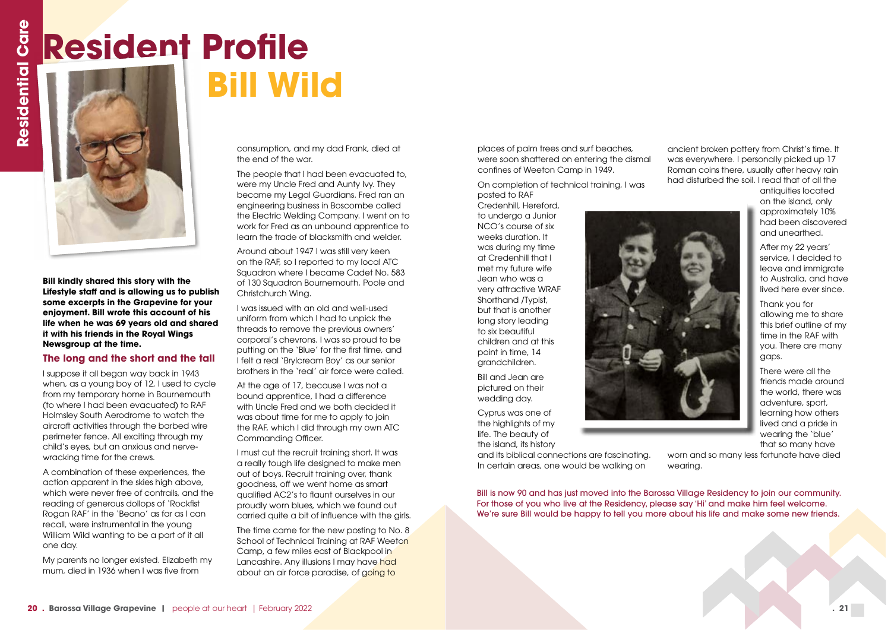# Resident Profile

# Bill Wild

**Bill kindly shared this story with the Lifestyle staff and is allowing us to publish some excerpts in the Grapevine for your enjoyment. Bill wrote this account of his life when he was 69 years old and shared it with his friends in the Royal Wings Newsgroup at the time.**

## The long and the short and the tall

I suppose it all began way back in 1943 when, as a young boy of 12, I used to cycle from my temporary home in Bournemouth (to where I had been evacuated) to RAF Holmsley South Aerodrome to watch the aircraft activities through the barbed wire perimeter fence. All exciting through my child's eyes, but an anxious and nerve-wracking time for the crews.

A combination of these experiences, the action apparent in the skies high above, which were never free of contrails, and the reading of generous dollops of 'Rockfist Rogan RAF' in the 'Beano' as far as I can recall, were instrumental in the young William Wild wanting to be a part of it all one day.

My parents no longer existed. Elizabeth my mum, died in 1936 when I was five from consumption, and my dad Frank, died at the end of the war.

The people that I had been evacuated to, were my Uncle Fred and Aunty Ivy. They became my Legal Guardians. Fred ran an engineering business in Boscombe called the Electric Welding Company. I went on to work for Fred as an unbound apprentice to learn the trade of blacksmith and welder.

Around about 1947 I was still very keen on the RAF, so I reported to my local ATC Squadron where I became Cadet No. 583 of 130 Squadron Bournemouth, Poole and Christchurch Wing.

I was issued with an old and well-used uniform from which I had to unpick the threads to remove the previous owners' corporal's chevrons. I was so proud to be putting on the 'Blue' for the first time, and I felt a real 'Brylcream Boy' as our senior brothers in the 'real' air force were called.

At the age of 17, because I was not a bound apprentice, I had a difference with Uncle Fred and we both decided it was about time for me to apply to join the RAF, which I did through my own ATC Commanding Officer.

I must cut the recruit training short. It was a really tough life designed to make men out of boys. Recruit training over, thank goodness, off we went home as smart qualified AC2's to flaunt ourselves in our proudly worn blues, which we found out carried quite a bit of influence with the girls.

The time came for the new posting to No. 8 School of Technical Training at RAF Weeton Camp, a few miles east of Blackpool in Lancashire. Any illusions I may have had about an air force paradise, of going to places of palm trees and surf beaches, were soon shattered on entering the dismal confines of Weeton Camp in 1949.

On completion of technical training, I was posted to RAF Credenhill, Hereford, to undergo a Junior NCO's course of six weeks duration. It was during my time at Credenhill that I met my future wife Jean who was a very attractive WRAF Shorthand /Typist, but that is another long story leading to six beautiful children and at this point in time, 14 grandchildren.

Bill and Jean are pictured on their wedding day.

Cyprus was one of the highlights of my life. The beauty of the island, its history and its biblical connections are fascinating. In certain areas, one would be walking on ancient broken pottery from Christ's time. It was everywhere. I personally picked up 17 Roman coins there, usually after heavy rain had disturbed the soil. I read that of all the antiquities located on the island, only approximately 10% had been discovered and unearthed.

After my 22 years' service, I decided to leave and immigrate to Australia, and have lived here ever since.

Thank you for allowing me to share this brief outline of my time in the RAF with you. There are many gaps.

There were all the friends made around the world, there was adventure, sport, learning how others lived and a pride in wearing the 'blue' that so many have worn and so many less fortunate have died wearing.

Bill is now 90 and has just moved into the Barossa Village Residency to join our community. For those of you who live at the Residency, please say 'Hi' and make him feel welcome. We're sure Bill would be happy to tell you more about his life and make some new friends.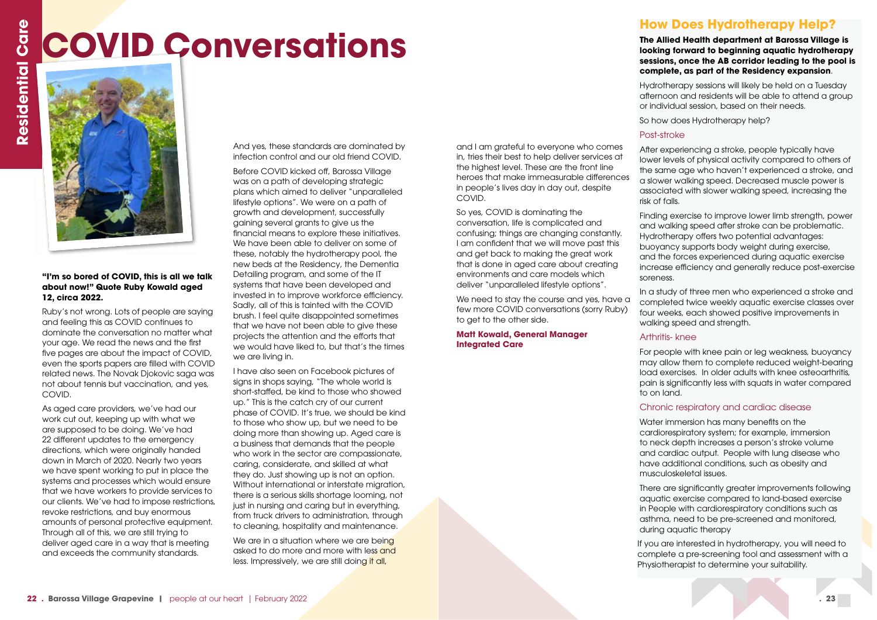# COVID Conversations

**"I'm so bored of COVID, this is all we talk about now!" Quote Ruby Kowald aged 12, circa 2022.**

Ruby's not wrong. Lots of people are saying and feeling this as COVID continues to dominate the conversation no matter what your age. We read the news and the first five pages are about the impact of COVID, even the sports papers are filled with COVID related news. The Novak Djokovic saga was not about tennis but vaccination, and yes, COVID.

As aged care providers, we've had our work cut out, keeping up with what we are supposed to be doing. We've had 22 different updates to the emergency directions, which were originally handed down in March of 2020. Nearly two years we have spent working to put in place the systems and processes which would ensure that we have workers to provide services to our clients. We've had to impose restrictions, revoke restrictions, and buy enormous amounts of personal protective equipment. Through all of this, we are still trying to deliver aged care in a way that is meeting and exceeds the community standards.

And yes, these standards are dominated by infection control and our old friend COVID.

Before COVID kicked off, Barossa Village was on a path of developing strategic plans which aimed to deliver "unparalleled lifestyle options". We were on a path of growth and development, successfully gaining several grants to give us the financial means to explore these initiatives. We have been able to deliver on some of these, notably the hydrotherapy pool, the new beds at the Residency, the Dementia Detailing program, and some of the IT systems that have been developed and invested in to improve workforce efficiency. Sadly, all of this is tainted with the COVID brush. I feel quite disappointed sometimes that we have not been able to give these projects the attention and the efforts that we would have liked to, but that's the times we are living in.

I have also seen on Facebook pictures of signs in shops saying, "The whole world is short-staffed, be kind to those who showed up." This is the catch cry of our current phase of COVID. It's true, we should be kind to those who show up, but we need to be doing more than showing up. Aged care is a business that demands that the people who work in the sector are compassionate, caring, considerate, and skilled at what they do. Just showing up is not an option. Without international or interstate migration, there is a serious skills shortage looming, not just in nursing and caring but in everything, from truck drivers to administration, through to cleaning, hospitality and maintenance.

We are in a situation where we are being asked to do more and more with less and less. Impressively, we are still doing it all, and I am grateful to everyone who comes in, tries their best to help deliver services at the highest level. These are the front line heroes that make immeasurable differences in people's lives day in day out, despite COVID.

So yes, COVID is dominating the conversation, life is complicated and confusing; things are changing constantly. I am confident that we will move past this and get back to making the great work that is done in aged care about creating environments and care models which deliver "unparalleled lifestyle options".

We need to stay the course and yes, have a few more COVID conversations (sorry Ruby) to get to the other side.

**Matt Kowald, General Manager Integrated Care**

## How Does Hydrotherapy Help?

**The Allied Health department at Barossa Village is looking forward to beginning aquatic hydrotherapy sessions, once the AB corridor leading to the pool is complete, as part of the Residency expansion**.

Hydrotherapy sessions will likely be held on a Tuesday afternoon and residents will be able to attend a group or individual session, based on their needs.

So how does Hydrotherapy help?

### Post-stroke

After experiencing a stroke, people typically have lower levels of physical activity compared to others of the same age who haven't experienced a stroke, and a slower walking speed. Decreased muscle power is associated with slower walking speed, increasing the risk of falls.

Finding exercise to improve lower limb strength, power and walking speed after stroke can be problematic. Hydrotherapy offers two potential advantages: buoyancy supports body weight during exercise, and the forces experienced during aquatic exercise increase efficiency and generally reduce post-exercise soreness.

In a study of three men who experienced a stroke and completed twice weekly aquatic exercise classes over four weeks, each showed positive improvements in walking speed and strength.

### Arthritis- knee

For people with knee pain or leg weakness, buoyancy may allow them to complete reduced weight-bearing load exercises. In older adults with knee osteoarthritis, pain is significantly less with squats in water compared to on land.

### Chronic respiratory and cardiac disease

Water immersion has many benefits on the cardiorespiratory system; for example, immersion to neck depth increases a person's stroke volume and cardiac output. People with lung disease who have additional conditions, such as obesity and musculoskeletal issues.

There are significantly greater improvements following aquatic exercise compared to land-based exercise in People with cardiorespiratory conditions such as asthma, need to be pre-screened and monitored, during aquatic therapy

If you are interested in hydrotherapy, you will need to complete a pre-screening tool and assessment with a Physiotherapist to determine your suitability.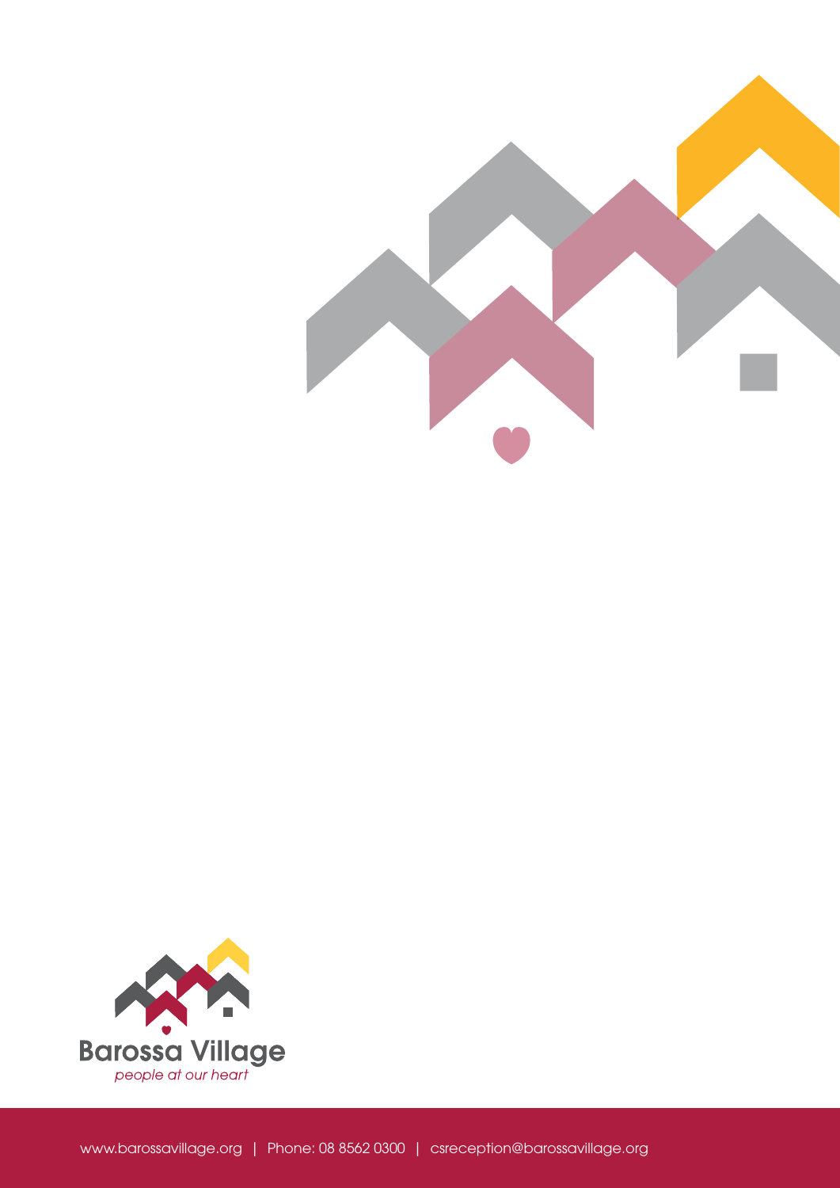Barossa Village

*people at our heart*

www.barossavillage.org | Phone: 08 8562 0300 | csreception@barossavillage.org